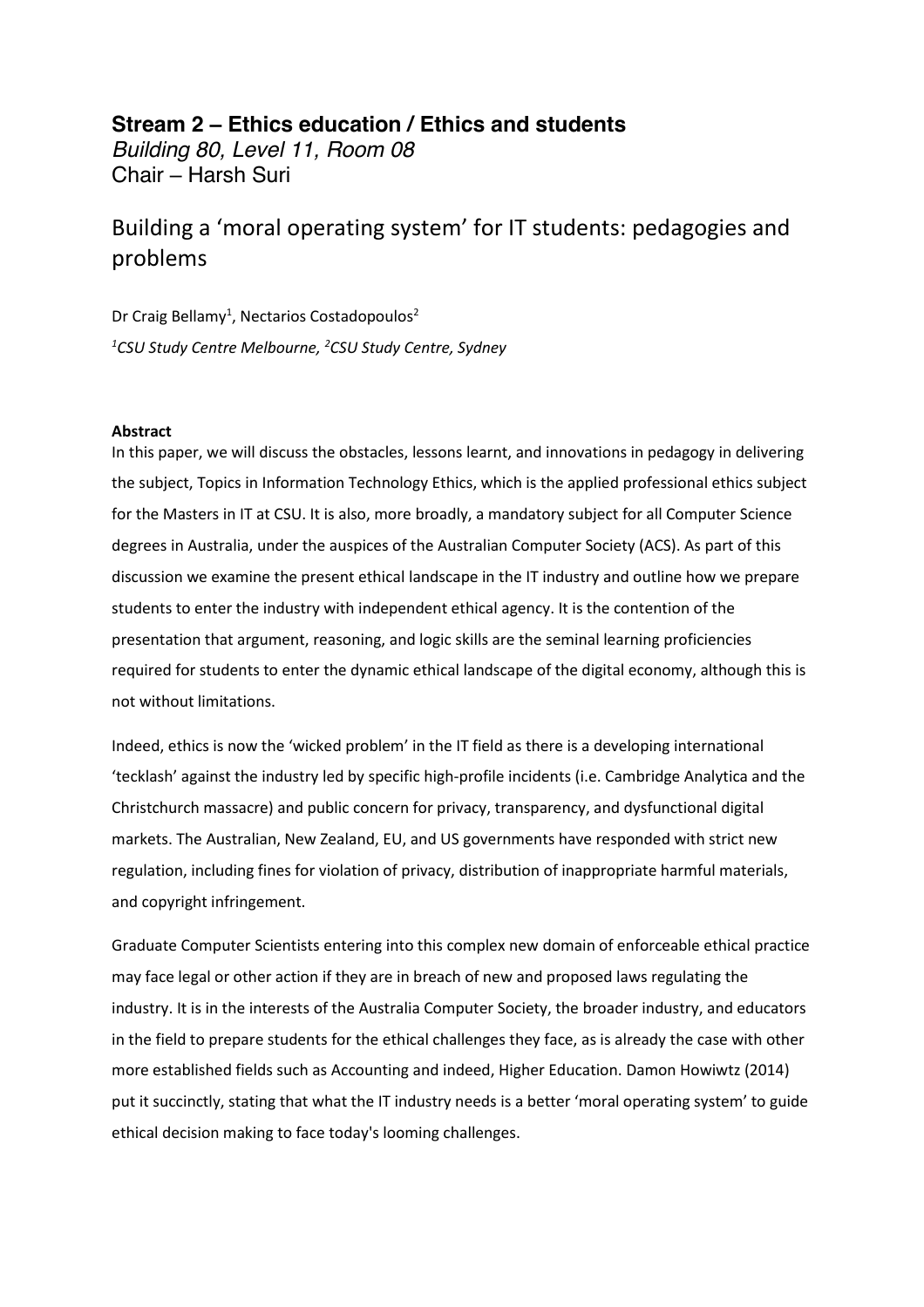**Stream 2 – Ethics education / Ethics and students**

*Building 80, Level 11, Room 08*

Chair – Harsh Suri

# Building a 'moral operating system' for IT students: pedagogies and problems

Dr Craig Bellamy[1], Nectarios Costadopoulos[2]

*[1]CSU Study Centre Melbourne, [2]CSU Study Centre, Sydney*

**Abstract**

In this paper, we will discuss the obstacles, lessons learnt, and innovations in pedagogy in delivering the subject, Topics in Information Technology Ethics, which is the applied professional ethics subject for the Masters in IT at CSU. It is also, more broadly, a mandatory subject for all Computer Science degrees in Australia, under the auspices of the Australian Computer Society (ACS). As part of this discussion we examine the present ethical landscape in the IT industry and outline how we prepare students to enter the industry with independent ethical agency. It is the contention of the presentation that argument, reasoning, and logic skills are the seminal learning proficiencies required for students to enter the dynamic ethical landscape of the digital economy, although this is not without limitations.

Indeed, ethics is now the 'wicked problem' in the IT field as there is a developing international 'tecklash' against the industry led by specific high-profile incidents (i.e. Cambridge Analytica and the Christchurch massacre) and public concern for privacy, transparency, and dysfunctional digital markets. The Australian, New Zealand, EU, and US governments have responded with strict new regulation, including fines for violation of privacy, distribution of inappropriate harmful materials, and copyright infringement.

Graduate Computer Scientists entering into this complex new domain of enforceable ethical practice may face legal or other action if they are in breach of new and proposed laws regulating the industry. It is in the interests of the Australia Computer Society, the broader industry, and educators in the field to prepare students for the ethical challenges they face, as is already the case with other more established fields such as Accounting and indeed, Higher Education. Damon Howiwtz (2014) put it succinctly, stating that what the IT industry needs is a better 'moral operating system' to guide ethical decision making to face today's looming challenges.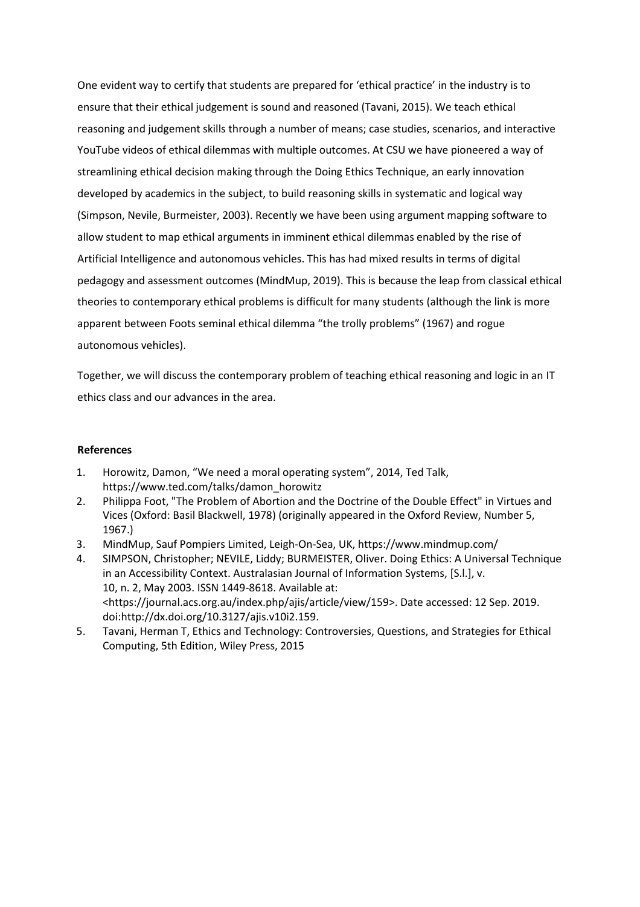One evident way to certify that students are prepared for 'ethical practice' in the industry is to ensure that their ethical judgement is sound and reasoned (Tavani, 2015). We teach ethical reasoning and judgement skills through a number of means; case studies, scenarios, and interactive YouTube videos of ethical dilemmas with multiple outcomes. At CSU we have pioneered a way of streamlining ethical decision making through the Doing Ethics Technique, an early innovation developed by academics in the subject, to build reasoning skills in systematic and logical way (Simpson, Nevile, Burmeister, 2003). Recently we have been using argument mapping software to allow student to map ethical arguments in imminent ethical dilemmas enabled by the rise of Artificial Intelligence and autonomous vehicles. This has had mixed results in terms of digital pedagogy and assessment outcomes (MindMup, 2019). This is because the leap from classical ethical theories to contemporary ethical problems is difficult for many students (although the link is more apparent between Foots seminal ethical dilemma "the trolly problems" (1967) and rogue autonomous vehicles).

Together, we will discuss the contemporary problem of teaching ethical reasoning and logic in an IT ethics class and our advances in the area.

**References**

1. Horowitz, Damon, "We need a moral operating system", 2014, Ted Talk, https://www.ted.com/talks/damon_horowitz
2. Philippa Foot, "The Problem of Abortion and the Doctrine of the Double Effect" in Virtues and Vices (Oxford: Basil Blackwell, 1978) (originally appeared in the Oxford Review, Number 5, 1967.)
3. MindMup, Sauf Pompiers Limited, Leigh-On-Sea, UK, https://www.mindmup.com/
4. SIMPSON, Christopher; NEVILE, Liddy; BURMEISTER, Oliver. Doing Ethics: A Universal Technique in an Accessibility Context. Australasian Journal of Information Systems, [S.l.], v. 10, n. 2, May 2003. ISSN 1449-8618. Available at: <https://journal.acs.org.au/index.php/ajis/article/view/159>. Date accessed: 12 Sep. 2019. doi:http://dx.doi.org/10.3127/ajis.v10i2.159.
5. Tavani, Herman T, Ethics and Technology: Controversies, Questions, and Strategies for Ethical Computing, 5th Edition, Wiley Press, 2015